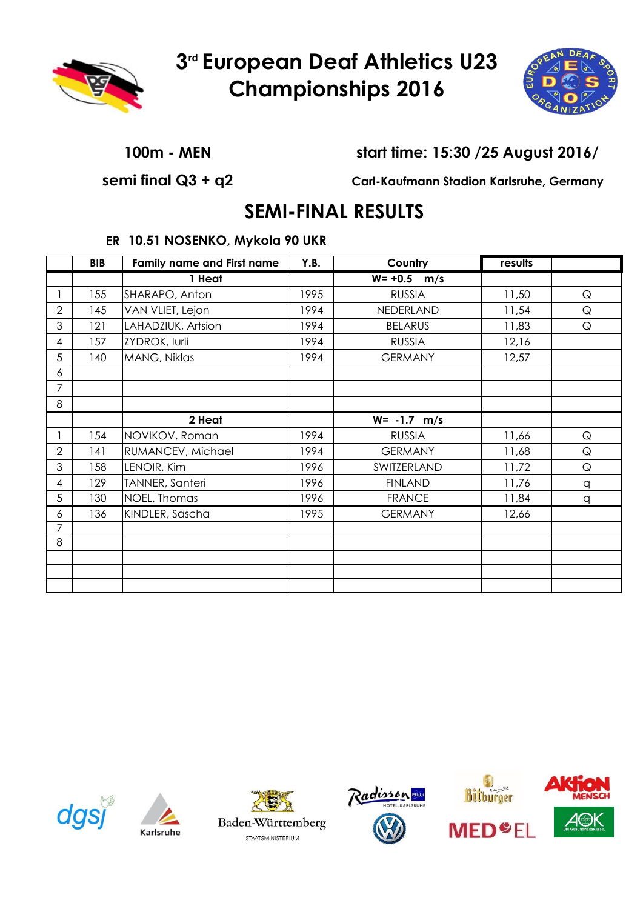# 3rd European Deaf Athletics U23 Championships 2016

**100m - MEN** — start time: 15:30 /25 August 2016/

**semi final Q3 + q2** — Carl-Kaufmann Stadion Karlsruhe, Germany

## SEMI-FINAL RESULTS

**ER 10.51 NOSENKO, Mykola 90 UKR**

| | BIB | Family name and First name | Y.B. | Country | results | |
|---|---|---|---|---|---|---|
| | | 1 Heat | | W= +0.5 m/s | | |
| 1 | 155 | SHARAPO, Anton | 1995 | RUSSIA | 11,50 | Q |
| 2 | 145 | VAN VLIET, Lejon | 1994 | NEDERLAND | 11,54 | Q |
| 3 | 121 | LAHADZIUK, Artsion | 1994 | BELARUS | 11,83 | Q |
| 4 | 157 | ZYDROK, Iurii | 1994 | RUSSIA | 12,16 | |
| 5 | 140 | MANG, Niklas | 1994 | GERMANY | 12,57 | |
| 6 | | | | | | |
| 7 | | | | | | |
| 8 | | | | | | |
| | | 2 Heat | | W= -1.7 m/s | | |
| 1 | 154 | NOVIKOV, Roman | 1994 | RUSSIA | 11,66 | Q |
| 2 | 141 | RUMANCEV, Michael | 1994 | GERMANY | 11,68 | Q |
| 3 | 158 | LENOIR, Kim | 1996 | SWITZERLAND | 11,72 | Q |
| 4 | 129 | TANNER, Santeri | 1996 | FINLAND | 11,76 | q |
| 5 | 130 | NOEL, Thomas | 1996 | FRANCE | 11,84 | q |
| 6 | 136 | KINDLER, Sascha | 1995 | GERMANY | 12,66 | |
| 7 | | | | | | |
| 8 | | | | | | |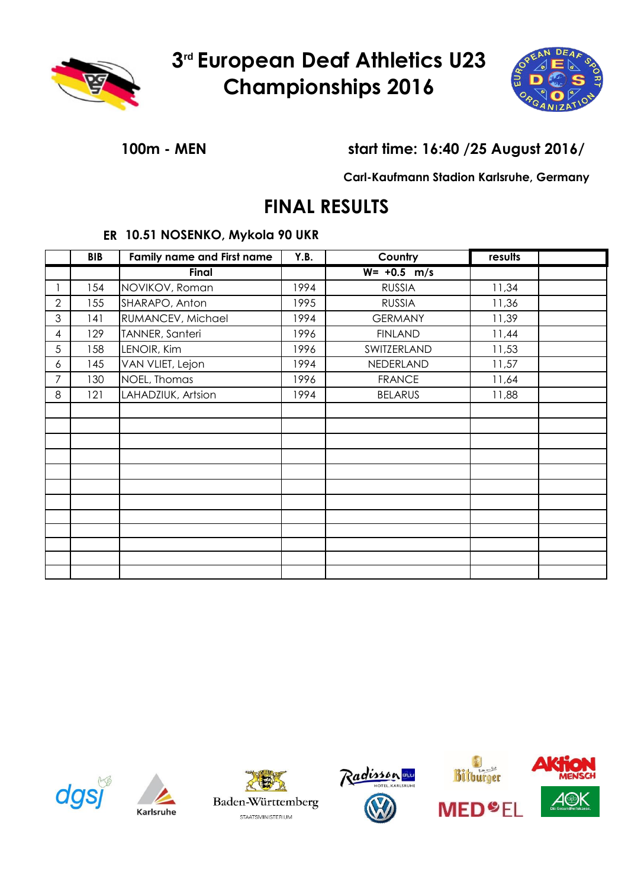# 3rd European Deaf Athletics U23 Championships 2016

**100m - MEN**

**start time: 16:40 /25 August 2016/**

**Carl-Kaufmann Stadion Karlsruhe, Germany**

## FINAL RESULTS

**ER 10.51 NOSENKO, Mykola 90 UKR**

| | BIB | Family name and First name | Y.B. | Country | results | |
|---|---|---|---|---|---|---|
| | | **Final** | | **W= +0.5 m/s** | | |
| 1 | 154 | NOVIKOV, Roman | 1994 | RUSSIA | 11,34 | |
| 2 | 155 | SHARAPO, Anton | 1995 | RUSSIA | 11,36 | |
| 3 | 141 | RUMANCEV, Michael | 1994 | GERMANY | 11,39 | |
| 4 | 129 | TANNER, Santeri | 1996 | FINLAND | 11,44 | |
| 5 | 158 | LENOIR, Kim | 1996 | SWITZERLAND | 11,53 | |
| 6 | 145 | VAN VLIET, Lejon | 1994 | NEDERLAND | 11,57 | |
| 7 | 130 | NOEL, Thomas | 1996 | FRANCE | 11,64 | |
| 8 | 121 | LAHADZIUK, Artsion | 1994 | BELARUS | 11,88 | |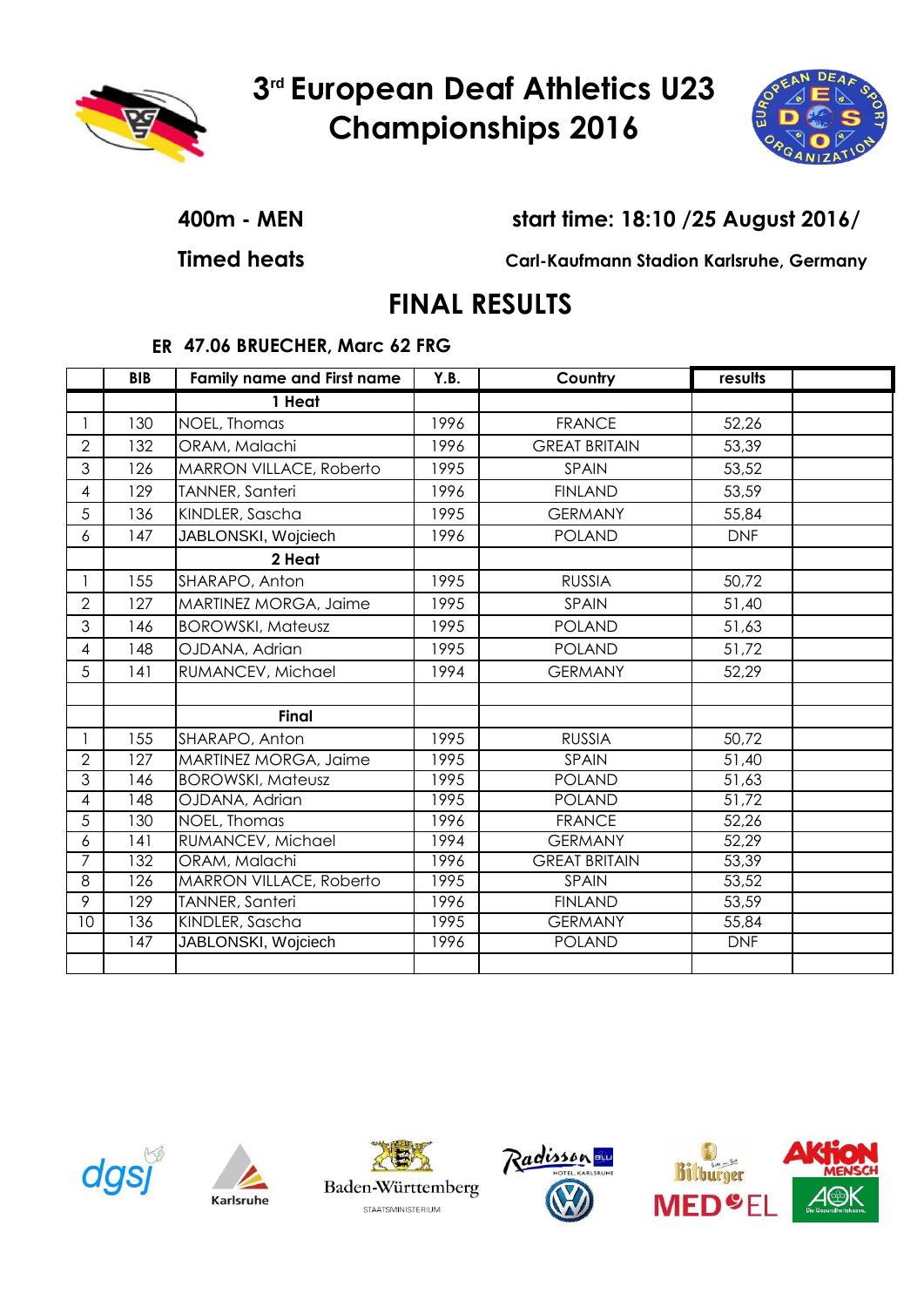# 3rd European Deaf Athletics U23 Championships 2016

**400m - MEN** 

**start time: 18:10 /25 August 2016/**

**Timed heats**

**Carl-Kaufmann Stadion Karlsruhe, Germany**

## FINAL RESULTS

**ER 47.06 BRUECHER, Marc 62 FRG**

| | BIB | Family name and First name | Y.B. | Country | results | |
|---|---|---|---|---|---|---|
| | | **1 Heat** | | | | |
| 1 | 130 | NOEL, Thomas | 1996 | FRANCE | 52,26 | |
| 2 | 132 | ORAM, Malachi | 1996 | GREAT BRITAIN | 53,39 | |
| 3 | 126 | MARRON VILLACE, Roberto | 1995 | SPAIN | 53,52 | |
| 4 | 129 | TANNER, Santeri | 1996 | FINLAND | 53,59 | |
| 5 | 136 | KINDLER, Sascha | 1995 | GERMANY | 55,84 | |
| 6 | 147 | JABLONSKI, Wojciech | 1996 | POLAND | DNF | |
| | | **2 Heat** | | | | |
| 1 | 155 | SHARAPO, Anton | 1995 | RUSSIA | 50,72 | |
| 2 | 127 | MARTINEZ MORGA, Jaime | 1995 | SPAIN | 51,40 | |
| 3 | 146 | BOROWSKI, Mateusz | 1995 | POLAND | 51,63 | |
| 4 | 148 | OJDANA, Adrian | 1995 | POLAND | 51,72 | |
| 5 | 141 | RUMANCEV, Michael | 1994 | GERMANY | 52,29 | |
| | | | | | | |
| | | **Final** | | | | |
| 1 | 155 | SHARAPO, Anton | 1995 | RUSSIA | 50,72 | |
| 2 | 127 | MARTINEZ MORGA, Jaime | 1995 | SPAIN | 51,40 | |
| 3 | 146 | BOROWSKI, Mateusz | 1995 | POLAND | 51,63 | |
| 4 | 148 | OJDANA, Adrian | 1995 | POLAND | 51,72 | |
| 5 | 130 | NOEL, Thomas | 1996 | FRANCE | 52,26 | |
| 6 | 141 | RUMANCEV, Michael | 1994 | GERMANY | 52,29 | |
| 7 | 132 | ORAM, Malachi | 1996 | GREAT BRITAIN | 53,39 | |
| 8 | 126 | MARRON VILLACE, Roberto | 1995 | SPAIN | 53,52 | |
| 9 | 129 | TANNER, Santeri | 1996 | FINLAND | 53,59 | |
| 10 | 136 | KINDLER, Sascha | 1995 | GERMANY | 55,84 | |
| | 147 | JABLONSKI, Wojciech | 1996 | POLAND | DNF | |
| | | | | | | |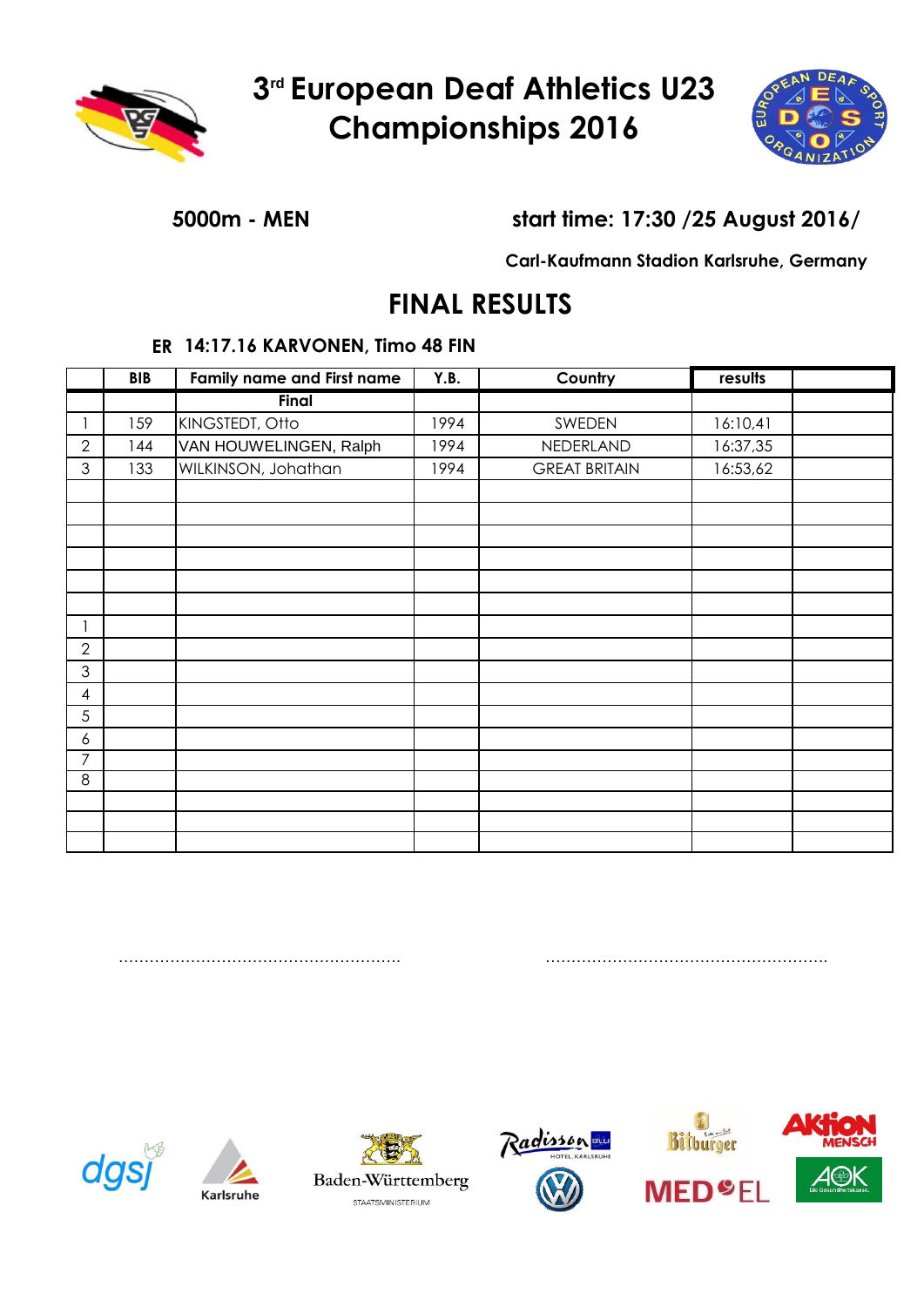# 3rd European Deaf Athletics U23 Championships 2016

**5000m - MEN** **start time: 17:30 /25 August 2016/**

**Carl-Kaufmann Stadion Karlsruhe, Germany**

## FINAL RESULTS

**ER 14:17.16 KARVONEN, Timo 48 FIN**

| | BIB | Family name and First name | Y.B. | Country | results | |
|---|---|---|---|---|---|---|
| | | Final | | | | |
| 1 | 159 | KINGSTEDT, Otto | 1994 | SWEDEN | 16:10,41 | |
| 2 | 144 | VAN HOUWELINGEN, Ralph | 1994 | NEDERLAND | 16:37,35 | |
| 3 | 133 | WILKINSON, Johathan | 1994 | GREAT BRITAIN | 16:53,62 | |
| | | | | | | |
| | | | | | | |
| | | | | | | |
| | | | | | | |
| | | | | | | |
| | | | | | | |
| 1 | | | | | | |
| 2 | | | | | | |
| 3 | | | | | | |
| 4 | | | | | | |
| 5 | | | | | | |
| 6 | | | | | | |
| 7 | | | | | | |
| 8 | | | | | | |
| | | | | | | |
| | | | | | | |
| | | | | | | |

……………………………………………… ………………………………………………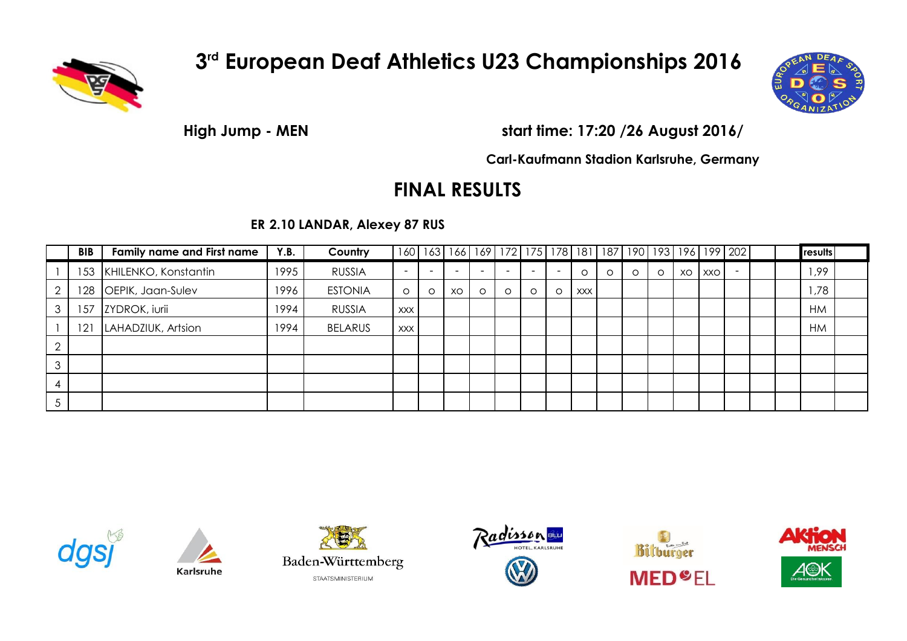# 3rd European Deaf Athletics U23 Championships 2016

**High Jump - MEN** **start time: 17:20 /26 August 2016/**

**Carl-Kaufmann Stadion Karlsruhe, Germany**

## FINAL RESULTS

**ER 2.10 LANDAR, Alexey 87 RUS**

| | BIB | Family name and First name | Y.B. | Country | 160 | 163 | 166 | 169 | 172 | 175 | 178 | 181 | 187 | 190 | 193 | 196 | 199 | 202 | | | results | |
|---|---|---|---|---|---|---|---|---|---|---|---|---|---|---|---|---|---|---|---|---|---|---|
| 1 | 153 | KHILENKO, Konstantin | 1995 | RUSSIA | - | - | - | - | - | - | - | O | O | O | O | XO | XXO | - | | | 1,99 | |
| 2 | 128 | OEPIK, Jaan-Sulev | 1996 | ESTONIA | O | O | XO | O | O | O | O | XXX | | | | | | | | | 1,78 | |
| 3 | 157 | ZYDROK, iurii | 1994 | RUSSIA | XXX | | | | | | | | | | | | | | | | HM | |
| 1 | 121 | LAHADZIUK, Artsion | 1994 | BELARUS | XXX | | | | | | | | | | | | | | | | HM | |
| 2 | | | | | | | | | | | | | | | | | | | | | | |
| 3 | | | | | | | | | | | | | | | | | | | | | | |
| 4 | | | | | | | | | | | | | | | | | | | | | | |
| 5 | | | | | | | | | | | | | | | | | | | | | | |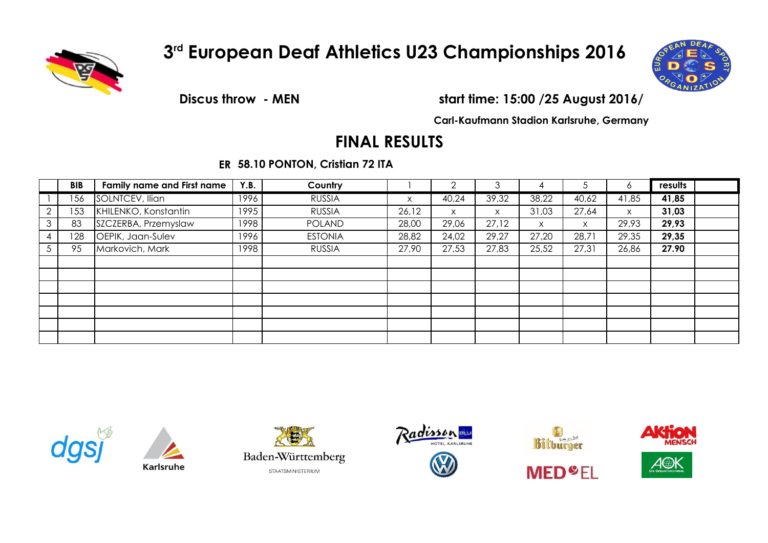# 3rd European Deaf Athletics U23 Championships 2016

**Discus throw - MEN** **start time: 15:00 /25 August 2016/**

**Carl-Kaufmann Stadion Karlsruhe, Germany**

## FINAL RESULTS

**ER 58.10 PONTON, Cristian 72 ITA**

| | BIB | Family name and First name | Y.B. | Country | 1 | 2 | 3 | 4 | 5 | 6 | results | |
|---|---|---|---|---|---|---|---|---|---|---|---|---|
| 1 | 156 | SOLNTCEV, Ilian | 1996 | RUSSIA | x | 40,24 | 39,32 | 38,22 | 40,62 | 41,85 | **41,85** | |
| 2 | 153 | KHILENKO, Konstantin | 1995 | RUSSIA | 26,12 | x | x | 31,03 | 27,64 | x | **31,03** | |
| 3 | 83 | SZCZERBA, Przemyslaw | 1998 | POLAND | 28,00 | 29,06 | 27,12 | x | x | 29,93 | **29,93** | |
| 4 | 128 | OEPIK, Jaan-Sulev | 1996 | ESTONIA | 28,82 | 24,02 | 29,27 | 27,20 | 28,71 | 29,35 | **29,35** | |
| 5 | 95 | Markovich, Mark | 1998 | RUSSIA | 27,90 | 27,53 | 27,83 | 25,52 | 27,31 | 26,86 | **27.90** | |